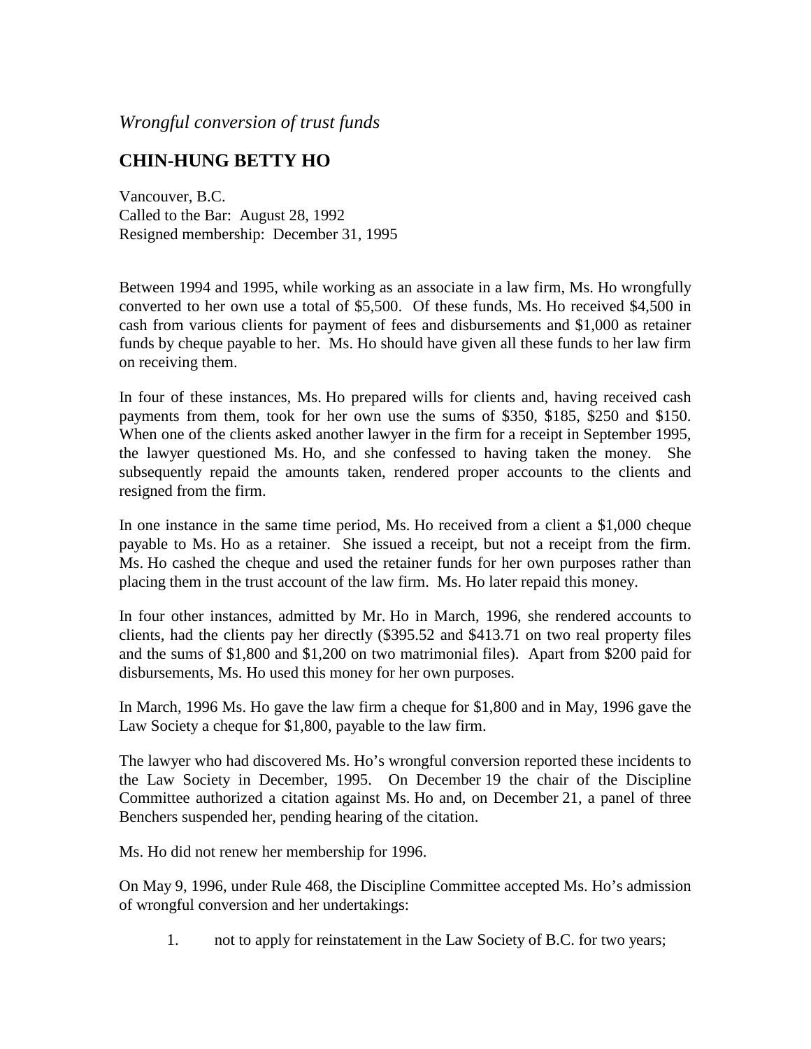*Wrongful conversion of trust funds*

## CHIN-HUNG BETTY HO

Vancouver, B.C.
Called to the Bar: August 28, 1992
Resigned membership: December 31, 1995

Between 1994 and 1995, while working as an associate in a law firm, Ms. Ho wrongfully converted to her own use a total of $5,500. Of these funds, Ms. Ho received $4,500 in cash from various clients for payment of fees and disbursements and $1,000 as retainer funds by cheque payable to her. Ms. Ho should have given all these funds to her law firm on receiving them.

In four of these instances, Ms. Ho prepared wills for clients and, having received cash payments from them, took for her own use the sums of $350, $185, $250 and $150. When one of the clients asked another lawyer in the firm for a receipt in September 1995, the lawyer questioned Ms. Ho, and she confessed to having taken the money. She subsequently repaid the amounts taken, rendered proper accounts to the clients and resigned from the firm.

In one instance in the same time period, Ms. Ho received from a client a $1,000 cheque payable to Ms. Ho as a retainer. She issued a receipt, but not a receipt from the firm. Ms. Ho cashed the cheque and used the retainer funds for her own purposes rather than placing them in the trust account of the law firm. Ms. Ho later repaid this money.

In four other instances, admitted by Mr. Ho in March, 1996, she rendered accounts to clients, had the clients pay her directly ($395.52 and $413.71 on two real property files and the sums of $1,800 and $1,200 on two matrimonial files). Apart from $200 paid for disbursements, Ms. Ho used this money for her own purposes.

In March, 1996 Ms. Ho gave the law firm a cheque for $1,800 and in May, 1996 gave the Law Society a cheque for $1,800, payable to the law firm.

The lawyer who had discovered Ms. Ho's wrongful conversion reported these incidents to the Law Society in December, 1995. On December 19 the chair of the Discipline Committee authorized a citation against Ms. Ho and, on December 21, a panel of three Benchers suspended her, pending hearing of the citation.

Ms. Ho did not renew her membership for 1996.

On May 9, 1996, under Rule 468, the Discipline Committee accepted Ms. Ho's admission of wrongful conversion and her undertakings:

1. not to apply for reinstatement in the Law Society of B.C. for two years;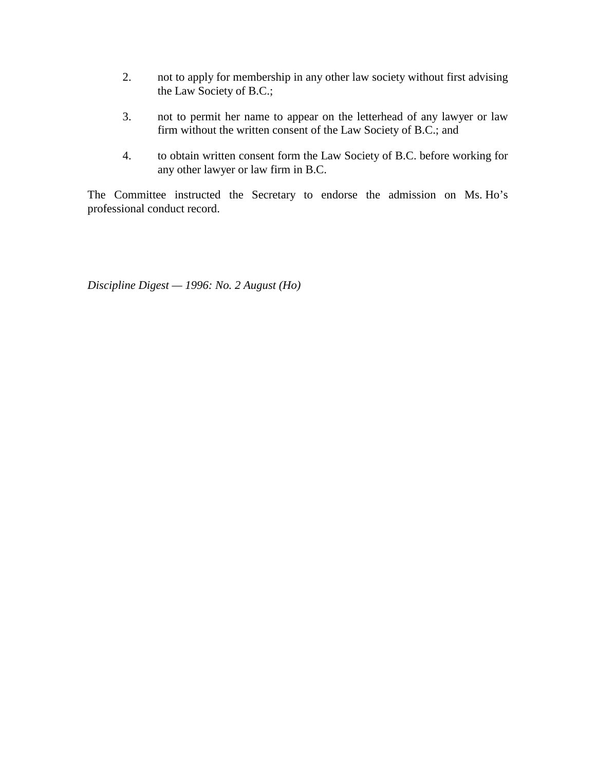2. not to apply for membership in any other law society without first advising the Law Society of B.C.;

3. not to permit her name to appear on the letterhead of any lawyer or law firm without the written consent of the Law Society of B.C.; and

4. to obtain written consent form the Law Society of B.C. before working for any other lawyer or law firm in B.C.

The Committee instructed the Secretary to endorse the admission on Ms. Ho's professional conduct record.

*Discipline Digest — 1996: No. 2 August (Ho)*